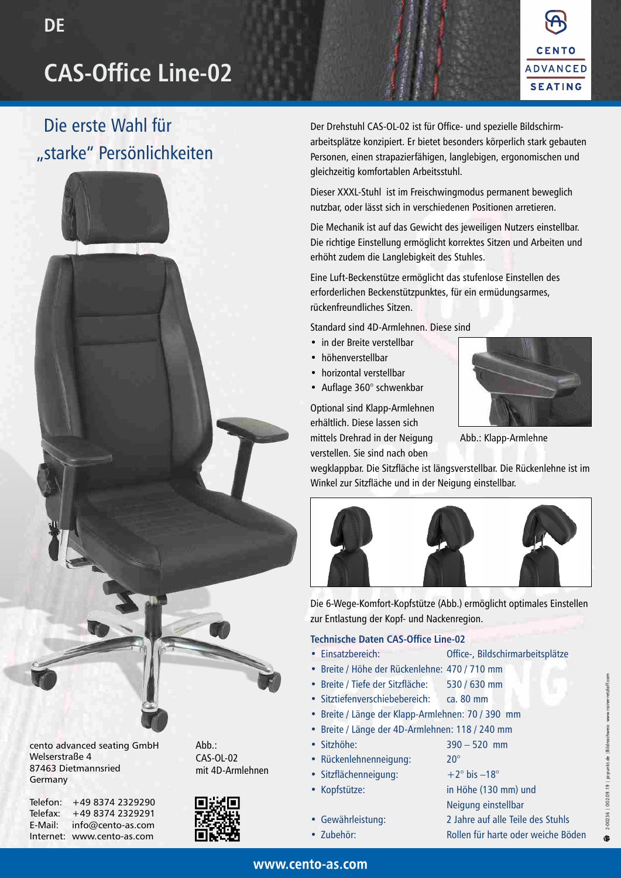DE

# CAS-Office Line-02

## Die erste Wahl für „starke" Persönlichkeiten

Der Drehstuhl CAS-OL-02 ist für Office- und spezielle Bildschirm­arbeitsplätze konzipiert. Er bietet besonders körperlich stark gebauten Personen, einen strapazierfähigen, langlebigen, ergonomischen und gleichzeitig komfortablen Arbeitsstuhl.

Dieser XXXL-Stuhl ist im Freischwingmodus permanent beweglich nutzbar, oder lässt sich in verschiedenen Positionen arretieren.

Die Mechanik ist auf das Gewicht des jeweiligen Nutzers einstellbar. Die richtige Einstellung ermöglicht korrektes Sitzen und Arbeiten und erhöht zudem die Langlebigkeit des Stuhles.

Eine Luft-Beckenstütze ermöglicht das stufenlose Einstellen des erforderlichen Beckenstützpunktes, für ein ermüdungsarmes, rückenfreundliches Sitzen.

Standard sind 4D-Armlehnen. Diese sind

- in der Breite verstellbar
- höhenverstellbar
- horizontal verstellbar
- Auflage 360° schwenkbar

Optional sind Klapp-Armlehnen erhältlich. Diese lassen sich mittels Drehrad in der Neigung verstellen. Sie sind nach oben wegklappbar. Die Sitzfläche ist längsverstellbar. Die Rückenlehne ist im Winkel zur Sitzfläche und in der Neigung einstellbar.

Abb.: Klapp-Armlehne

Die 6-Wege-Komfort-Kopfstütze (Abb.) ermöglicht optimales Einstellen zur Entlastung der Kopf- und Nackenregion.

### Technische Daten CAS-Office Line-02

- Einsatzbereich: Office-, Bildschirmarbeitsplätze
- Breite / Höhe der Rückenlehne: 470 / 710 mm
- Breite / Tiefe der Sitzfläche: 530 / 630 mm
- Sitztiefenverschiebebereich: ca. 80 mm
- Breite / Länge der Klapp-Armlehnen: 70 / 390 mm
- Breite / Länge der 4D-Armlehnen: 118 / 240 mm
- Sitzhöhe: 390 – 520 mm
- Rückenlehnenneigung: 20°
- Sitzflächenneigung: +2° bis –18°
- Kopfstütze: in Höhe (130 mm) und Neigung einstellbar
- Gewährleistung: 2 Jahre auf alle Teile des Stuhls
- Zubehör: Rollen für harte oder weiche Böden

Abb.: CAS-OL-02 mit 4D-Armlehnen

cento advanced seating GmbH
Welserstraße 4
87463 Dietmannsried
Germany

Telefon: +49 8374 2329290
Telefax: +49 8374 2329291
E-Mail: info@cento-as.com
Internet: www.cento-as.com

www.cento-as.com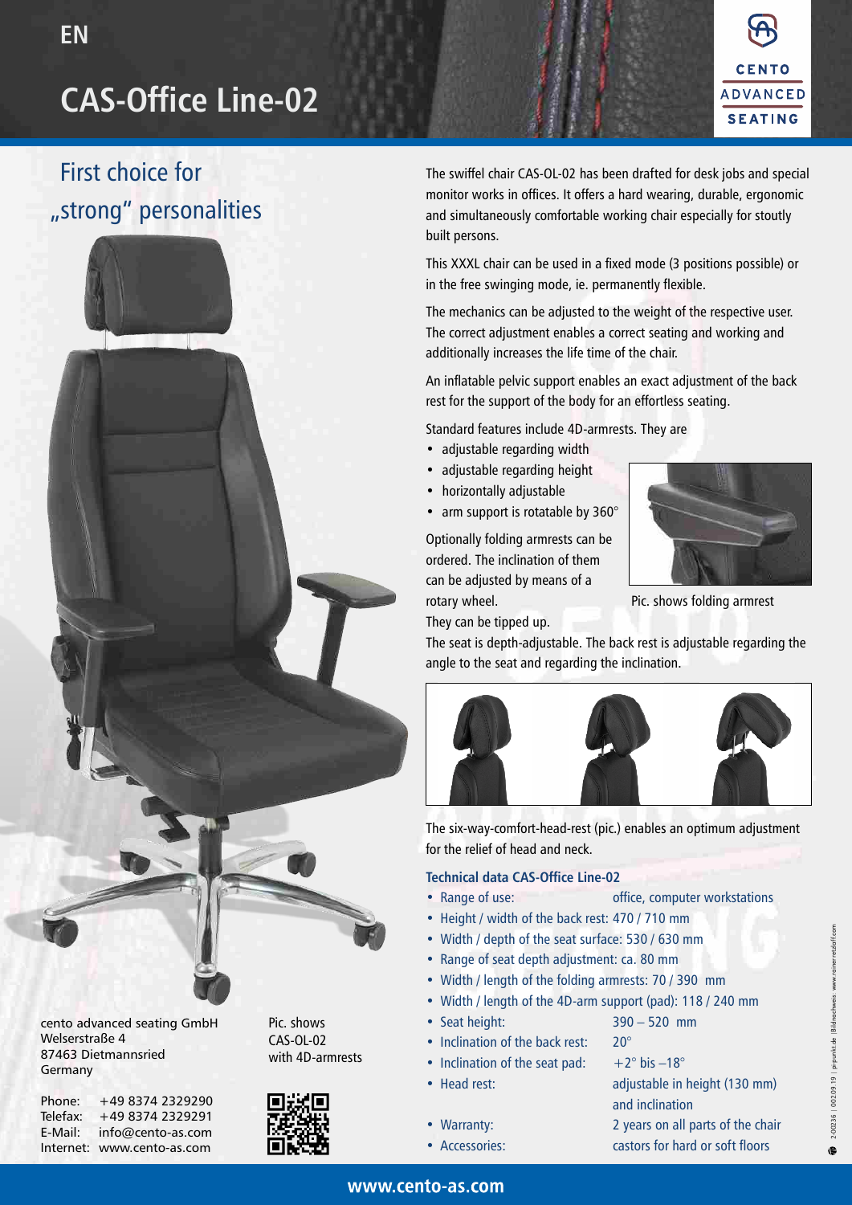EN

# CAS-Office Line-02

## First choice for „strong" personalities

The swiffel chair CAS-OL-02 has been drafted for desk jobs and special monitor works in offices. It offers a hard wearing, durable, ergonomic and simultaneously comfortable working chair especially for stoutly built persons.

This XXXL chair can be used in a fixed mode (3 positions possible) or in the free swinging mode, ie. permanently flexible.

The mechanics can be adjusted to the weight of the respective user. The correct adjustment enables a correct seating and working and additionally increases the life time of the chair.

An inflatable pelvic support enables an exact adjustment of the back rest for the support of the body for an effortless seating.

Standard features include 4D-armrests. They are

- adjustable regarding width
- adjustable regarding height
- horizontally adjustable
- arm support is rotatable by 360°

Optionally folding armrests can be ordered. The inclination of them can be adjusted by means of a rotary wheel.
They can be tipped up.

Pic. shows folding armrest

The seat is depth-adjustable. The back rest is adjustable regarding the angle to the seat and regarding the inclination.

The six-way-comfort-head-rest (pic.) enables an optimum adjustment for the relief of head and neck.

### Technical data CAS-Office Line-02

- Range of use: office, computer workstations
- Height / width of the back rest: 470 / 710 mm
- Width / depth of the seat surface: 530 / 630 mm
- Range of seat depth adjustment: ca. 80 mm
- Width / length of the folding armrests: 70 / 390 mm
- Width / length of the 4D-arm support (pad): 118 / 240 mm
- Seat height: 390 – 520 mm
- Inclination of the back rest: 20°
- Inclination of the seat pad: +2° bis –18°
- Head rest: adjustable in height (130 mm) and inclination
- Warranty: 2 years on all parts of the chair
- Accessories: castors for hard or soft floors

Pic. shows CAS-OL-02 with 4D-armrests

cento advanced seating GmbH
Welserstraße 4
87463 Dietmannsried
Germany

Phone: +49 8374 2329290
Telefax: +49 8374 2329291
E-Mail: info@cento-as.com
Internet: www.cento-as.com

www.cento-as.com